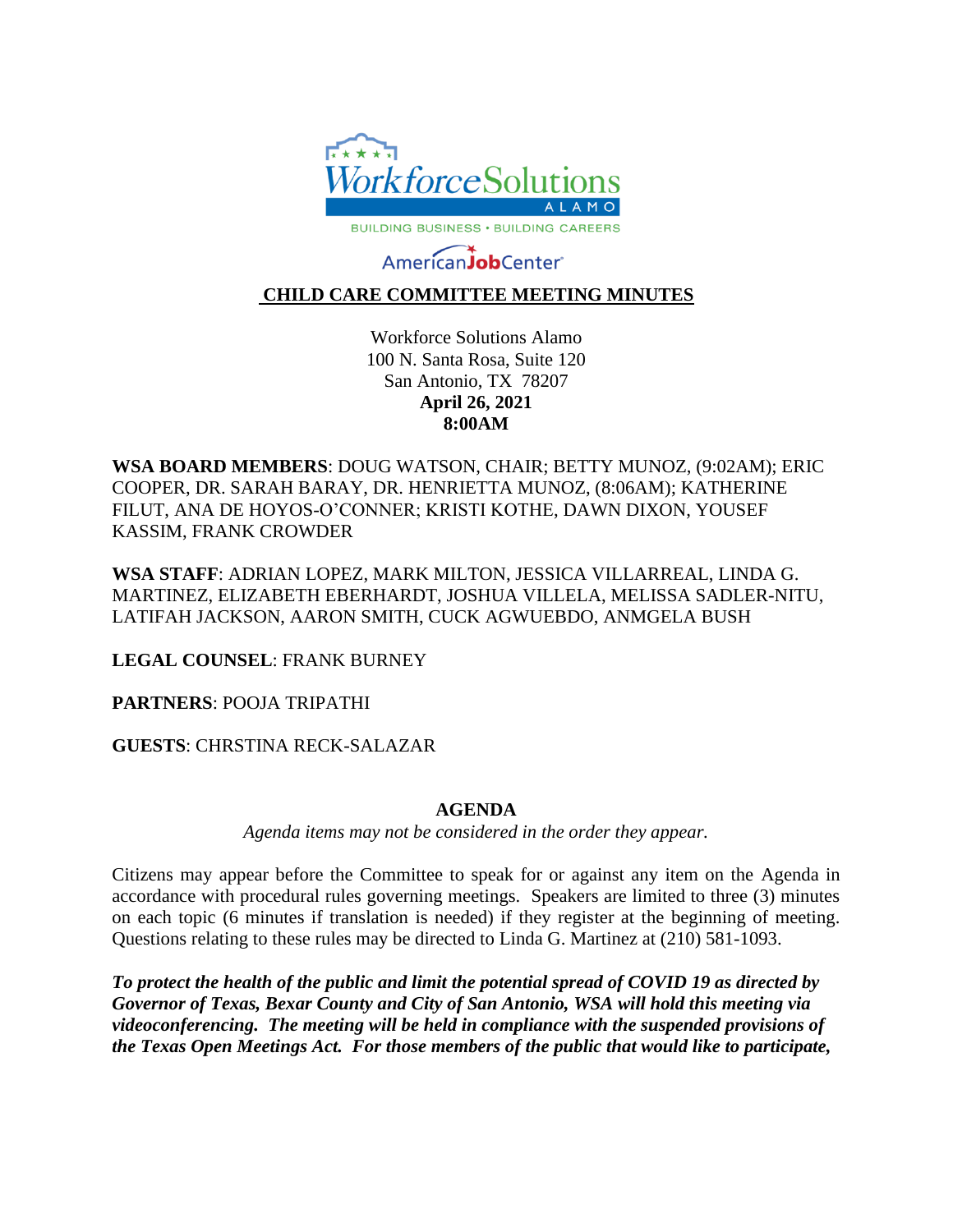# CHILD CARE COMMITTEE MEETING MINUTES

Workforce Solutions Alamo
100 N. Santa Rosa, Suite 120
San Antonio, TX 78207
**April 26, 2021**
**8:00AM**

**WSA BOARD MEMBERS**: DOUG WATSON, CHAIR; BETTY MUNOZ, (9:02AM); ERIC COOPER, DR. SARAH BARAY, DR. HENRIETTA MUNOZ, (8:06AM); KATHERINE FILUT, ANA DE HOYOS-O'CONNER; KRISTI KOTHE, DAWN DIXON, YOUSEF KASSIM, FRANK CROWDER

**WSA STAFF**: ADRIAN LOPEZ, MARK MILTON, JESSICA VILLARREAL, LINDA G. MARTINEZ, ELIZABETH EBERHARDT, JOSHUA VILLELA, MELISSA SADLER-NITU, LATIFAH JACKSON, AARON SMITH, CUCK AGWUEBDO, ANMGELA BUSH

**LEGAL COUNSEL**: FRANK BURNEY

**PARTNERS**: POOJA TRIPATHI

**GUESTS**: CHRSTINA RECK-SALAZAR

## AGENDA

*Agenda items may not be considered in the order they appear.*

Citizens may appear before the Committee to speak for or against any item on the Agenda in accordance with procedural rules governing meetings. Speakers are limited to three (3) minutes on each topic (6 minutes if translation is needed) if they register at the beginning of meeting. Questions relating to these rules may be directed to Linda G. Martinez at (210) 581-1093.

***To protect the health of the public and limit the potential spread of COVID 19 as directed by Governor of Texas, Bexar County and City of San Antonio, WSA will hold this meeting via videoconferencing. The meeting will be held in compliance with the suspended provisions of the Texas Open Meetings Act. For those members of the public that would like to participate,***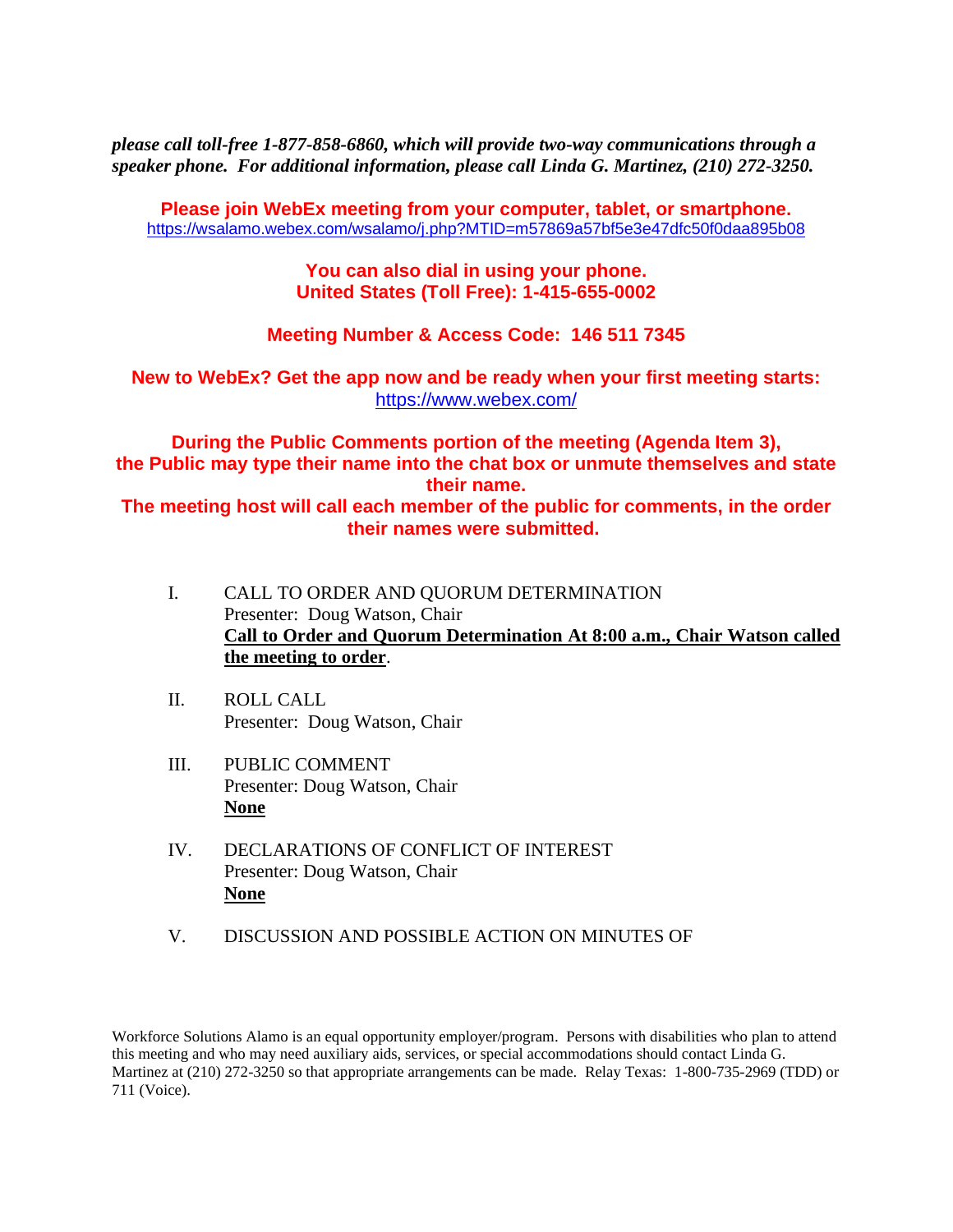***please call toll-free 1-877-858-6860, which will provide two-way communications through a speaker phone.  For additional information, please call Linda G. Martinez, (210) 272-3250.***

**Please join WebEx meeting from your computer, tablet, or smartphone.**
https://wsalamo.webex.com/wsalamo/j.php?MTID=m57869a57bf5e3e47dfc50f0daa895b08

**You can also dial in using your phone.**
**United States (Toll Free): 1-415-655-0002**

**Meeting Number & Access Code:  146 511 7345**

**New to WebEx? Get the app now and be ready when your first meeting starts:**
https://www.webex.com/

**During the Public Comments portion of the meeting (Agenda Item 3), the Public may type their name into the chat box or unmute themselves and state their name.**
**The meeting host will call each member of the public for comments, in the order their names were submitted.**

I. CALL TO ORDER AND QUORUM DETERMINATION
   Presenter:  Doug Watson, Chair
   **Call to Order and Quorum Determination At 8:00 a.m., Chair Watson called the meeting to order**.

II. ROLL CALL
   Presenter:  Doug Watson, Chair

III. PUBLIC COMMENT
   Presenter: Doug Watson, Chair
   **None**

IV. DECLARATIONS OF CONFLICT OF INTEREST
   Presenter: Doug Watson, Chair
   **None**

V. DISCUSSION AND POSSIBLE ACTION ON MINUTES OF

Workforce Solutions Alamo is an equal opportunity employer/program.  Persons with disabilities who plan to attend this meeting and who may need auxiliary aids, services, or special accommodations should contact Linda G. Martinez at (210) 272-3250 so that appropriate arrangements can be made.  Relay Texas:  1-800-735-2969 (TDD) or 711 (Voice).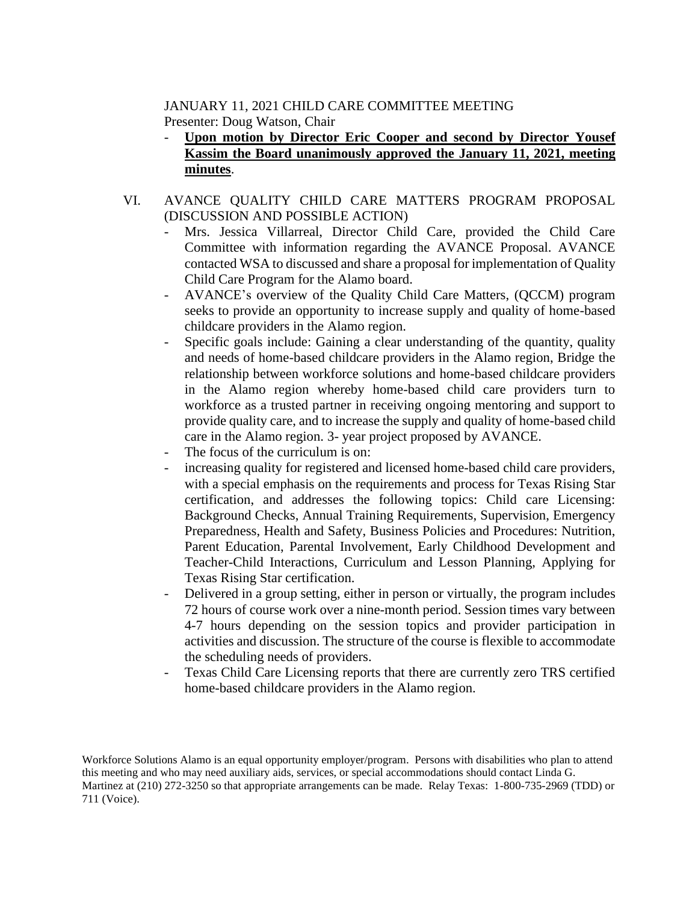JANUARY 11, 2021 CHILD CARE COMMITTEE MEETING
Presenter: Doug Watson, Chair

- **Upon motion by Director Eric Cooper and second by Director Yousef Kassim the Board unanimously approved the January 11, 2021, meeting minutes**.

VI. AVANCE QUALITY CHILD CARE MATTERS PROGRAM PROPOSAL (DISCUSSION AND POSSIBLE ACTION)

- Mrs. Jessica Villarreal, Director Child Care, provided the Child Care Committee with information regarding the AVANCE Proposal. AVANCE contacted WSA to discussed and share a proposal for implementation of Quality Child Care Program for the Alamo board.
- AVANCE's overview of the Quality Child Care Matters, (QCCM) program seeks to provide an opportunity to increase supply and quality of home-based childcare providers in the Alamo region.
- Specific goals include: Gaining a clear understanding of the quantity, quality and needs of home-based childcare providers in the Alamo region, Bridge the relationship between workforce solutions and home-based childcare providers in the Alamo region whereby home-based child care providers turn to workforce as a trusted partner in receiving ongoing mentoring and support to provide quality care, and to increase the supply and quality of home-based child care in the Alamo region. 3- year project proposed by AVANCE.
- The focus of the curriculum is on:
- increasing quality for registered and licensed home-based child care providers, with a special emphasis on the requirements and process for Texas Rising Star certification, and addresses the following topics: Child care Licensing: Background Checks, Annual Training Requirements, Supervision, Emergency Preparedness, Health and Safety, Business Policies and Procedures: Nutrition, Parent Education, Parental Involvement, Early Childhood Development and Teacher-Child Interactions, Curriculum and Lesson Planning, Applying for Texas Rising Star certification.
- Delivered in a group setting, either in person or virtually, the program includes 72 hours of course work over a nine-month period. Session times vary between 4-7 hours depending on the session topics and provider participation in activities and discussion. The structure of the course is flexible to accommodate the scheduling needs of providers.
- Texas Child Care Licensing reports that there are currently zero TRS certified home-based childcare providers in the Alamo region.

Workforce Solutions Alamo is an equal opportunity employer/program. Persons with disabilities who plan to attend this meeting and who may need auxiliary aids, services, or special accommodations should contact Linda G. Martinez at (210) 272-3250 so that appropriate arrangements can be made. Relay Texas: 1-800-735-2969 (TDD) or 711 (Voice).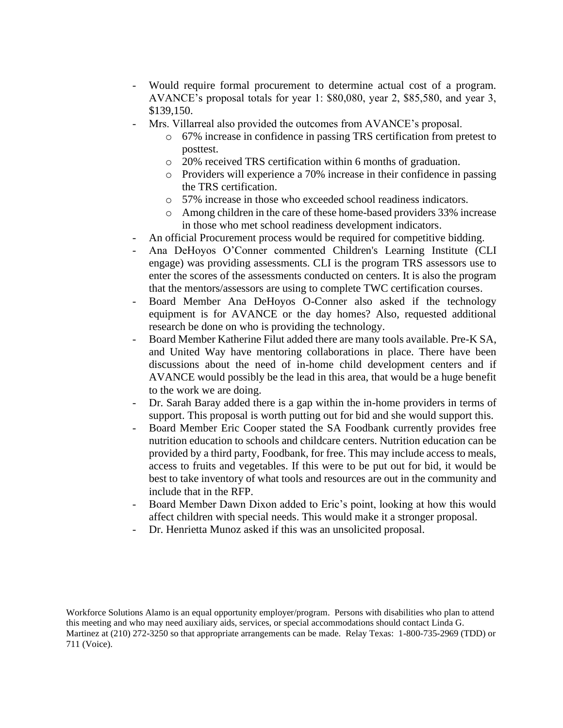- Would require formal procurement to determine actual cost of a program. AVANCE's proposal totals for year 1: $80,080, year 2, $85,580, and year 3, $139,150.
- Mrs. Villarreal also provided the outcomes from AVANCE's proposal.
  - 67% increase in confidence in passing TRS certification from pretest to posttest.
  - 20% received TRS certification within 6 months of graduation.
  - Providers will experience a 70% increase in their confidence in passing the TRS certification.
  - 57% increase in those who exceeded school readiness indicators.
  - Among children in the care of these home-based providers 33% increase in those who met school readiness development indicators.
- An official Procurement process would be required for competitive bidding.
- Ana DeHoyos O'Conner commented Children's Learning Institute (CLI engage) was providing assessments. CLI is the program TRS assessors use to enter the scores of the assessments conducted on centers. It is also the program that the mentors/assessors are using to complete TWC certification courses.
- Board Member Ana DeHoyos O-Conner also asked if the technology equipment is for AVANCE or the day homes? Also, requested additional research be done on who is providing the technology.
- Board Member Katherine Filut added there are many tools available. Pre-K SA, and United Way have mentoring collaborations in place. There have been discussions about the need of in-home child development centers and if AVANCE would possibly be the lead in this area, that would be a huge benefit to the work we are doing.
- Dr. Sarah Baray added there is a gap within the in-home providers in terms of support. This proposal is worth putting out for bid and she would support this.
- Board Member Eric Cooper stated the SA Foodbank currently provides free nutrition education to schools and childcare centers. Nutrition education can be provided by a third party, Foodbank, for free. This may include access to meals, access to fruits and vegetables. If this were to be put out for bid, it would be best to take inventory of what tools and resources are out in the community and include that in the RFP.
- Board Member Dawn Dixon added to Eric's point, looking at how this would affect children with special needs. This would make it a stronger proposal.
- Dr. Henrietta Munoz asked if this was an unsolicited proposal.

Workforce Solutions Alamo is an equal opportunity employer/program. Persons with disabilities who plan to attend this meeting and who may need auxiliary aids, services, or special accommodations should contact Linda G. Martinez at (210) 272-3250 so that appropriate arrangements can be made. Relay Texas: 1-800-735-2969 (TDD) or 711 (Voice).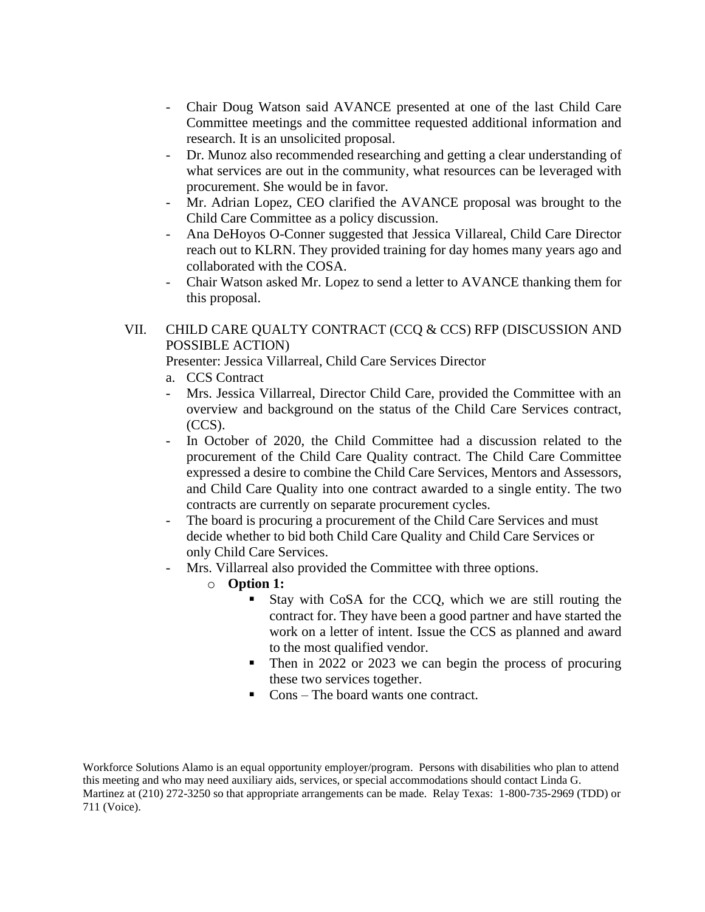- Chair Doug Watson said AVANCE presented at one of the last Child Care Committee meetings and the committee requested additional information and research. It is an unsolicited proposal.
- Dr. Munoz also recommended researching and getting a clear understanding of what services are out in the community, what resources can be leveraged with procurement. She would be in favor.
- Mr. Adrian Lopez, CEO clarified the AVANCE proposal was brought to the Child Care Committee as a policy discussion.
- Ana DeHoyos O-Conner suggested that Jessica Villareal, Child Care Director reach out to KLRN. They provided training for day homes many years ago and collaborated with the COSA.
- Chair Watson asked Mr. Lopez to send a letter to AVANCE thanking them for this proposal.

VII. CHILD CARE QUALTY CONTRACT (CCQ & CCS) RFP (DISCUSSION AND POSSIBLE ACTION)

Presenter: Jessica Villarreal, Child Care Services Director

a. CCS Contract

- Mrs. Jessica Villarreal, Director Child Care, provided the Committee with an overview and background on the status of the Child Care Services contract, (CCS).
- In October of 2020, the Child Committee had a discussion related to the procurement of the Child Care Quality contract. The Child Care Committee expressed a desire to combine the Child Care Services, Mentors and Assessors, and Child Care Quality into one contract awarded to a single entity. The two contracts are currently on separate procurement cycles.
- The board is procuring a procurement of the Child Care Services and must decide whether to bid both Child Care Quality and Child Care Services or only Child Care Services.
- Mrs. Villarreal also provided the Committee with three options.
  - **Option 1:**
    - Stay with CoSA for the CCQ, which we are still routing the contract for. They have been a good partner and have started the work on a letter of intent. Issue the CCS as planned and award to the most qualified vendor.
    - Then in 2022 or 2023 we can begin the process of procuring these two services together.
    - Cons – The board wants one contract.

Workforce Solutions Alamo is an equal opportunity employer/program. Persons with disabilities who plan to attend this meeting and who may need auxiliary aids, services, or special accommodations should contact Linda G. Martinez at (210) 272-3250 so that appropriate arrangements can be made. Relay Texas: 1-800-735-2969 (TDD) or 711 (Voice).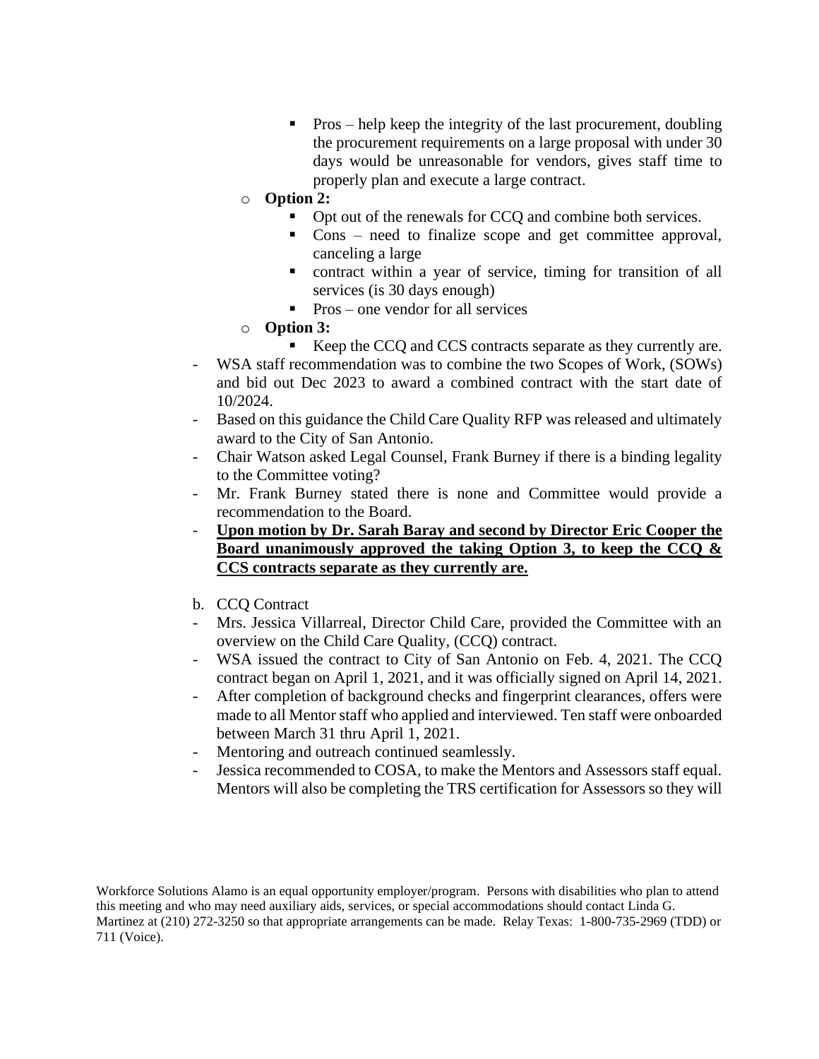- Pros – help keep the integrity of the last procurement, doubling the procurement requirements on a large proposal with under 30 days would be unreasonable for vendors, gives staff time to properly plan and execute a large contract.
    - **Option 2:**
        - Opt out of the renewals for CCQ and combine both services.
        - Cons – need to finalize scope and get committee approval, canceling a large
        - contract within a year of service, timing for transition of all services (is 30 days enough)
        - Pros – one vendor for all services
    - **Option 3:**
        - Keep the CCQ and CCS contracts separate as they currently are.
- WSA staff recommendation was to combine the two Scopes of Work, (SOWs) and bid out Dec 2023 to award a combined contract with the start date of 10/2024.
- Based on this guidance the Child Care Quality RFP was released and ultimately award to the City of San Antonio.
- Chair Watson asked Legal Counsel, Frank Burney if there is a binding legality to the Committee voting?
- Mr. Frank Burney stated there is none and Committee would provide a recommendation to the Board.
- <u>**Upon motion by Dr. Sarah Baray and second by Director Eric Cooper the Board unanimously approved the taking Option 3, to keep the CCQ & CCS contracts separate as they currently are.**</u>

b. CCQ Contract

- Mrs. Jessica Villarreal, Director Child Care, provided the Committee with an overview on the Child Care Quality, (CCQ) contract.
- WSA issued the contract to City of San Antonio on Feb. 4, 2021. The CCQ contract began on April 1, 2021, and it was officially signed on April 14, 2021.
- After completion of background checks and fingerprint clearances, offers were made to all Mentor staff who applied and interviewed. Ten staff were onboarded between March 31 thru April 1, 2021.
- Mentoring and outreach continued seamlessly.
- Jessica recommended to COSA, to make the Mentors and Assessors staff equal. Mentors will also be completing the TRS certification for Assessors so they will

Workforce Solutions Alamo is an equal opportunity employer/program. Persons with disabilities who plan to attend this meeting and who may need auxiliary aids, services, or special accommodations should contact Linda G. Martinez at (210) 272-3250 so that appropriate arrangements can be made. Relay Texas: 1-800-735-2969 (TDD) or 711 (Voice).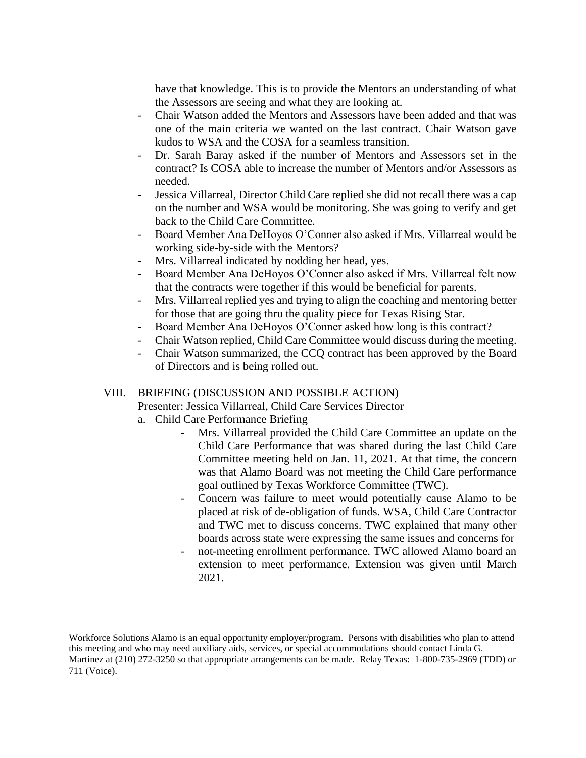have that knowledge. This is to provide the Mentors an understanding of what the Assessors are seeing and what they are looking at.

- Chair Watson added the Mentors and Assessors have been added and that was one of the main criteria we wanted on the last contract. Chair Watson gave kudos to WSA and the COSA for a seamless transition.
- Dr. Sarah Baray asked if the number of Mentors and Assessors set in the contract? Is COSA able to increase the number of Mentors and/or Assessors as needed.
- Jessica Villarreal, Director Child Care replied she did not recall there was a cap on the number and WSA would be monitoring. She was going to verify and get back to the Child Care Committee.
- Board Member Ana DeHoyos O'Conner also asked if Mrs. Villarreal would be working side-by-side with the Mentors?
- Mrs. Villarreal indicated by nodding her head, yes.
- Board Member Ana DeHoyos O'Conner also asked if Mrs. Villarreal felt now that the contracts were together if this would be beneficial for parents.
- Mrs. Villarreal replied yes and trying to align the coaching and mentoring better for those that are going thru the quality piece for Texas Rising Star.
- Board Member Ana DeHoyos O'Conner asked how long is this contract?
- Chair Watson replied, Child Care Committee would discuss during the meeting.
- Chair Watson summarized, the CCQ contract has been approved by the Board of Directors and is being rolled out.

VIII. BRIEFING (DISCUSSION AND POSSIBLE ACTION)
Presenter: Jessica Villarreal, Child Care Services Director

a. Child Care Performance Briefing
   - Mrs. Villarreal provided the Child Care Committee an update on the Child Care Performance that was shared during the last Child Care Committee meeting held on Jan. 11, 2021. At that time, the concern was that Alamo Board was not meeting the Child Care performance goal outlined by Texas Workforce Committee (TWC).
   - Concern was failure to meet would potentially cause Alamo to be placed at risk of de-obligation of funds. WSA, Child Care Contractor and TWC met to discuss concerns. TWC explained that many other boards across state were expressing the same issues and concerns for
   - not-meeting enrollment performance. TWC allowed Alamo board an extension to meet performance. Extension was given until March 2021.

Workforce Solutions Alamo is an equal opportunity employer/program. Persons with disabilities who plan to attend this meeting and who may need auxiliary aids, services, or special accommodations should contact Linda G. Martinez at (210) 272-3250 so that appropriate arrangements can be made. Relay Texas: 1-800-735-2969 (TDD) or 711 (Voice).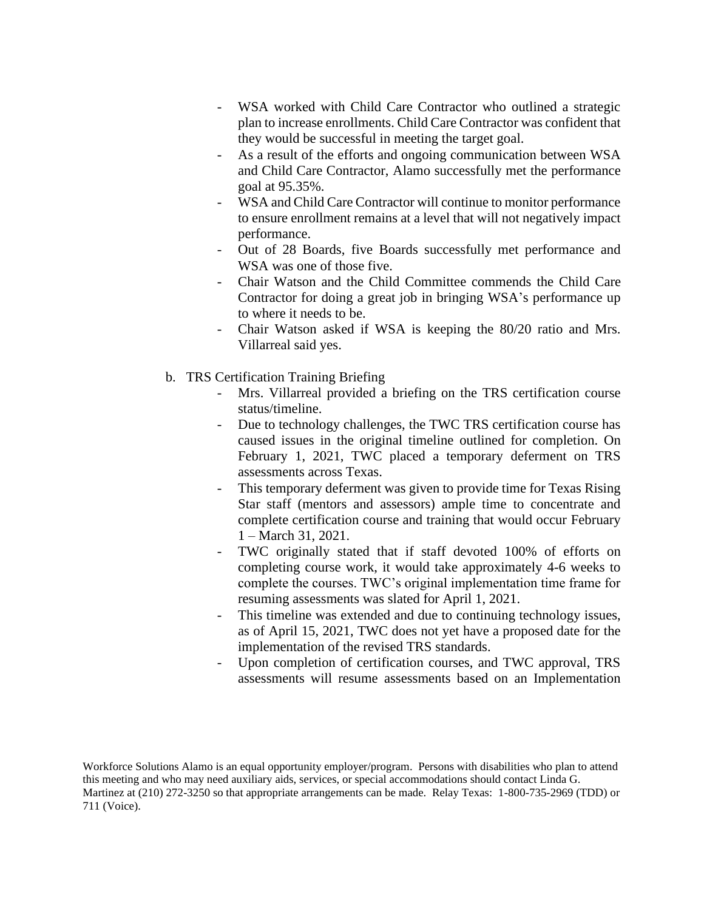- WSA worked with Child Care Contractor who outlined a strategic plan to increase enrollments. Child Care Contractor was confident that they would be successful in meeting the target goal.
- As a result of the efforts and ongoing communication between WSA and Child Care Contractor, Alamo successfully met the performance goal at 95.35%.
- WSA and Child Care Contractor will continue to monitor performance to ensure enrollment remains at a level that will not negatively impact performance.
- Out of 28 Boards, five Boards successfully met performance and WSA was one of those five.
- Chair Watson and the Child Committee commends the Child Care Contractor for doing a great job in bringing WSA's performance up to where it needs to be.
- Chair Watson asked if WSA is keeping the 80/20 ratio and Mrs. Villarreal said yes.

b. TRS Certification Training Briefing
   - Mrs. Villarreal provided a briefing on the TRS certification course status/timeline.
   - Due to technology challenges, the TWC TRS certification course has caused issues in the original timeline outlined for completion. On February 1, 2021, TWC placed a temporary deferment on TRS assessments across Texas.
   - This temporary deferment was given to provide time for Texas Rising Star staff (mentors and assessors) ample time to concentrate and complete certification course and training that would occur February 1 – March 31, 2021.
   - TWC originally stated that if staff devoted 100% of efforts on completing course work, it would take approximately 4-6 weeks to complete the courses. TWC's original implementation time frame for resuming assessments was slated for April 1, 2021.
   - This timeline was extended and due to continuing technology issues, as of April 15, 2021, TWC does not yet have a proposed date for the implementation of the revised TRS standards.
   - Upon completion of certification courses, and TWC approval, TRS assessments will resume assessments based on an Implementation

Workforce Solutions Alamo is an equal opportunity employer/program. Persons with disabilities who plan to attend this meeting and who may need auxiliary aids, services, or special accommodations should contact Linda G. Martinez at (210) 272-3250 so that appropriate arrangements can be made. Relay Texas: 1-800-735-2969 (TDD) or 711 (Voice).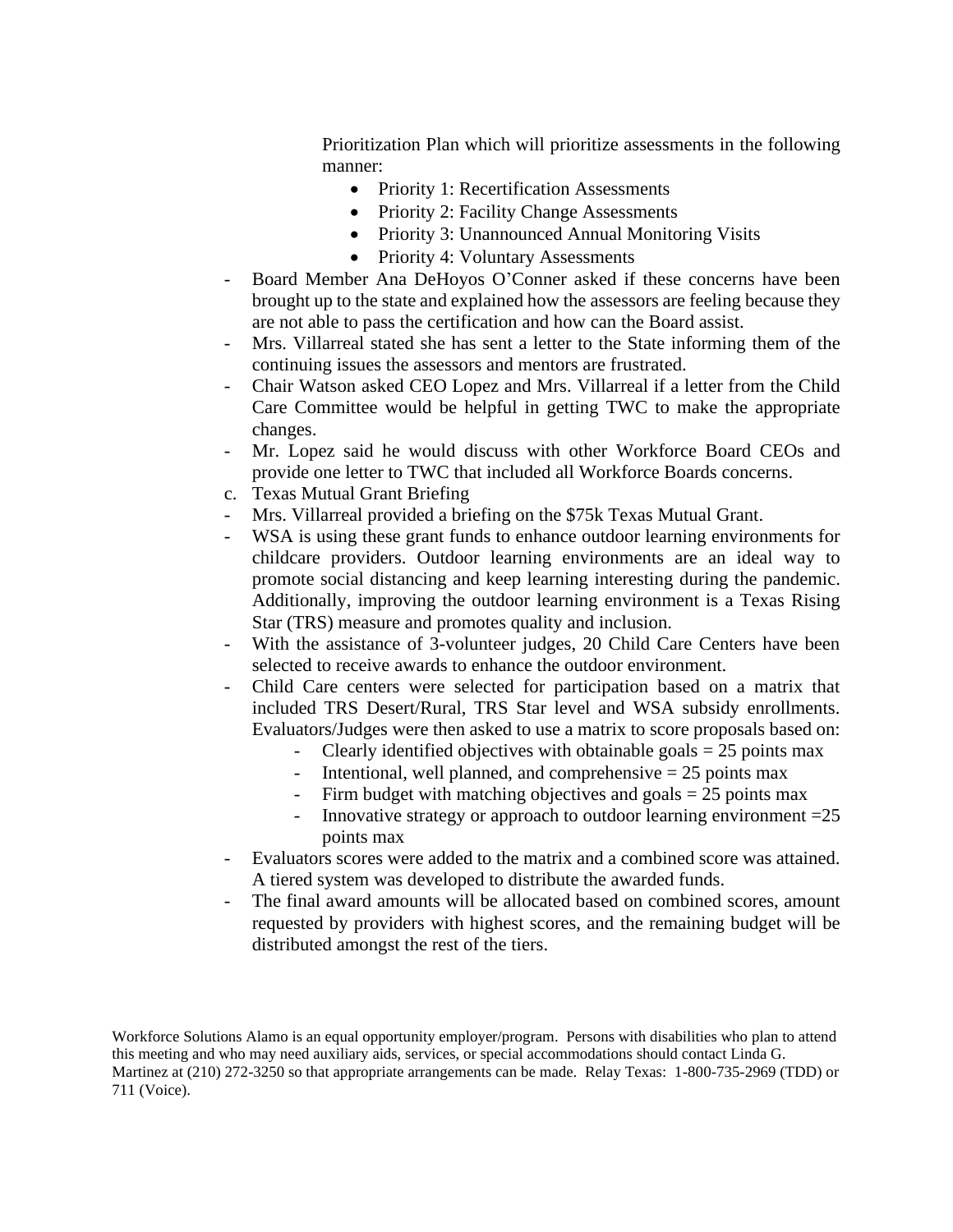Prioritization Plan which will prioritize assessments in the following manner:

- Priority 1: Recertification Assessments
- Priority 2: Facility Change Assessments
- Priority 3: Unannounced Annual Monitoring Visits
- Priority 4: Voluntary Assessments

- Board Member Ana DeHoyos O'Conner asked if these concerns have been brought up to the state and explained how the assessors are feeling because they are not able to pass the certification and how can the Board assist.
- Mrs. Villarreal stated she has sent a letter to the State informing them of the continuing issues the assessors and mentors are frustrated.
- Chair Watson asked CEO Lopez and Mrs. Villarreal if a letter from the Child Care Committee would be helpful in getting TWC to make the appropriate changes.
- Mr. Lopez said he would discuss with other Workforce Board CEOs and provide one letter to TWC that included all Workforce Boards concerns.

c. Texas Mutual Grant Briefing

- Mrs. Villarreal provided a briefing on the $75k Texas Mutual Grant.
- WSA is using these grant funds to enhance outdoor learning environments for childcare providers. Outdoor learning environments are an ideal way to promote social distancing and keep learning interesting during the pandemic. Additionally, improving the outdoor learning environment is a Texas Rising Star (TRS) measure and promotes quality and inclusion.
- With the assistance of 3-volunteer judges, 20 Child Care Centers have been selected to receive awards to enhance the outdoor environment.
- Child Care centers were selected for participation based on a matrix that included TRS Desert/Rural, TRS Star level and WSA subsidy enrollments. Evaluators/Judges were then asked to use a matrix to score proposals based on:
  - Clearly identified objectives with obtainable goals = 25 points max
  - Intentional, well planned, and comprehensive = 25 points max
  - Firm budget with matching objectives and goals = 25 points max
  - Innovative strategy or approach to outdoor learning environment =25 points max
- Evaluators scores were added to the matrix and a combined score was attained. A tiered system was developed to distribute the awarded funds.
- The final award amounts will be allocated based on combined scores, amount requested by providers with highest scores, and the remaining budget will be distributed amongst the rest of the tiers.

Workforce Solutions Alamo is an equal opportunity employer/program. Persons with disabilities who plan to attend this meeting and who may need auxiliary aids, services, or special accommodations should contact Linda G. Martinez at (210) 272-3250 so that appropriate arrangements can be made. Relay Texas: 1-800-735-2969 (TDD) or 711 (Voice).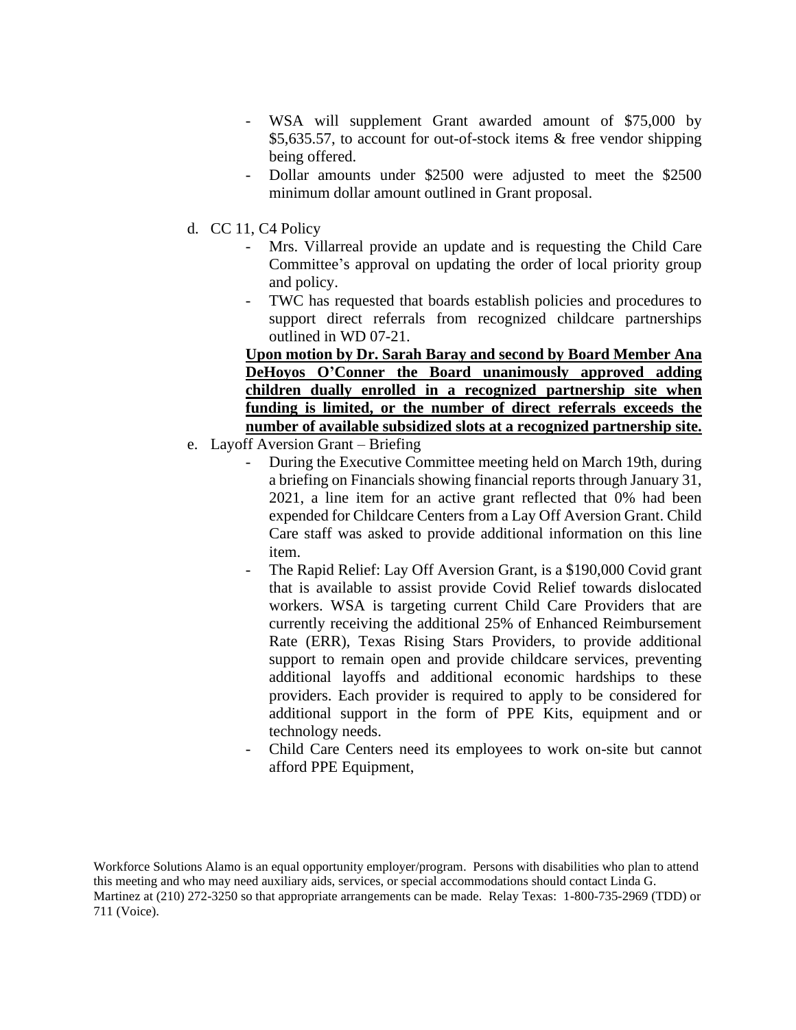- WSA will supplement Grant awarded amount of $75,000 by $5,635.57, to account for out-of-stock items & free vendor shipping being offered.
- Dollar amounts under $2500 were adjusted to meet the $2500 minimum dollar amount outlined in Grant proposal.

d. CC 11, C4 Policy
   - Mrs. Villarreal provide an update and is requesting the Child Care Committee's approval on updating the order of local priority group and policy.
   - TWC has requested that boards establish policies and procedures to support direct referrals from recognized childcare partnerships outlined in WD 07-21.

   **<u>Upon motion by Dr. Sarah Baray and second by Board Member Ana DeHoyos O'Conner the Board unanimously approved adding children dually enrolled in a recognized partnership site when funding is limited, or the number of direct referrals exceeds the number of available subsidized slots at a recognized partnership site.</u>**

e. Layoff Aversion Grant – Briefing
   - During the Executive Committee meeting held on March 19th, during a briefing on Financials showing financial reports through January 31, 2021, a line item for an active grant reflected that 0% had been expended for Childcare Centers from a Lay Off Aversion Grant. Child Care staff was asked to provide additional information on this line item.
   - The Rapid Relief: Lay Off Aversion Grant, is a $190,000 Covid grant that is available to assist provide Covid Relief towards dislocated workers. WSA is targeting current Child Care Providers that are currently receiving the additional 25% of Enhanced Reimbursement Rate (ERR), Texas Rising Stars Providers, to provide additional support to remain open and provide childcare services, preventing additional layoffs and additional economic hardships to these providers. Each provider is required to apply to be considered for additional support in the form of PPE Kits, equipment and or technology needs.
   - Child Care Centers need its employees to work on-site but cannot afford PPE Equipment,

Workforce Solutions Alamo is an equal opportunity employer/program. Persons with disabilities who plan to attend this meeting and who may need auxiliary aids, services, or special accommodations should contact Linda G. Martinez at (210) 272-3250 so that appropriate arrangements can be made. Relay Texas: 1-800-735-2969 (TDD) or 711 (Voice).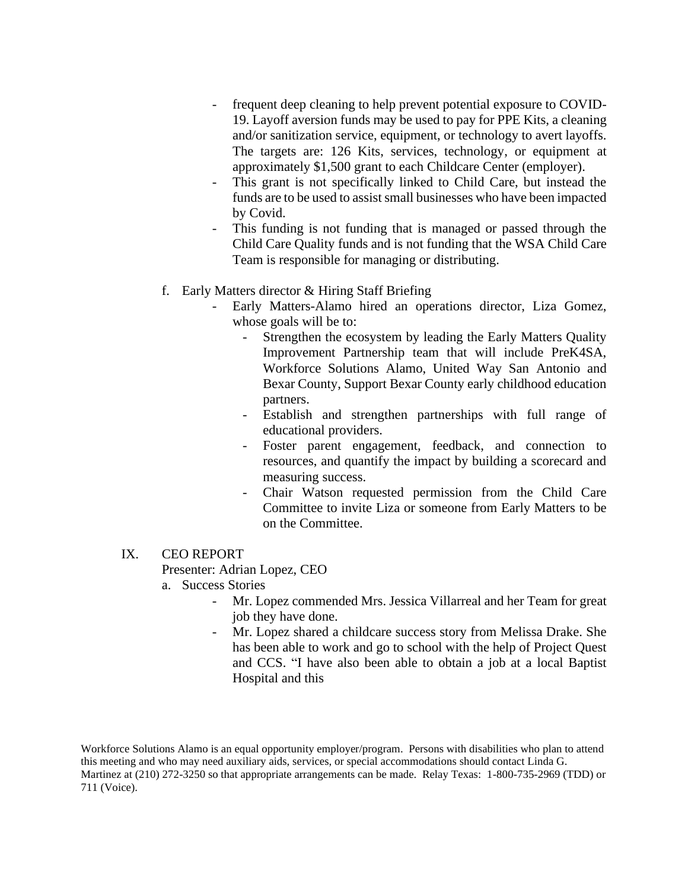- frequent deep cleaning to help prevent potential exposure to COVID-19. Layoff aversion funds may be used to pay for PPE Kits, a cleaning and/or sanitization service, equipment, or technology to avert layoffs. The targets are: 126 Kits, services, technology, or equipment at approximately $1,500 grant to each Childcare Center (employer).
- This grant is not specifically linked to Child Care, but instead the funds are to be used to assist small businesses who have been impacted by Covid.
- This funding is not funding that is managed or passed through the Child Care Quality funds and is not funding that the WSA Child Care Team is responsible for managing or distributing.

f. Early Matters director & Hiring Staff Briefing

- Early Matters-Alamo hired an operations director, Liza Gomez, whose goals will be to:
  - Strengthen the ecosystem by leading the Early Matters Quality Improvement Partnership team that will include PreK4SA, Workforce Solutions Alamo, United Way San Antonio and Bexar County, Support Bexar County early childhood education partners.
  - Establish and strengthen partnerships with full range of educational providers.
  - Foster parent engagement, feedback, and connection to resources, and quantify the impact by building a scorecard and measuring success.
  - Chair Watson requested permission from the Child Care Committee to invite Liza or someone from Early Matters to be on the Committee.

IX. CEO REPORT

Presenter: Adrian Lopez, CEO

a. Success Stories

- Mr. Lopez commended Mrs. Jessica Villarreal and her Team for great job they have done.
- Mr. Lopez shared a childcare success story from Melissa Drake. She has been able to work and go to school with the help of Project Quest and CCS. "I have also been able to obtain a job at a local Baptist Hospital and this

Workforce Solutions Alamo is an equal opportunity employer/program. Persons with disabilities who plan to attend this meeting and who may need auxiliary aids, services, or special accommodations should contact Linda G. Martinez at (210) 272-3250 so that appropriate arrangements can be made. Relay Texas: 1-800-735-2969 (TDD) or 711 (Voice).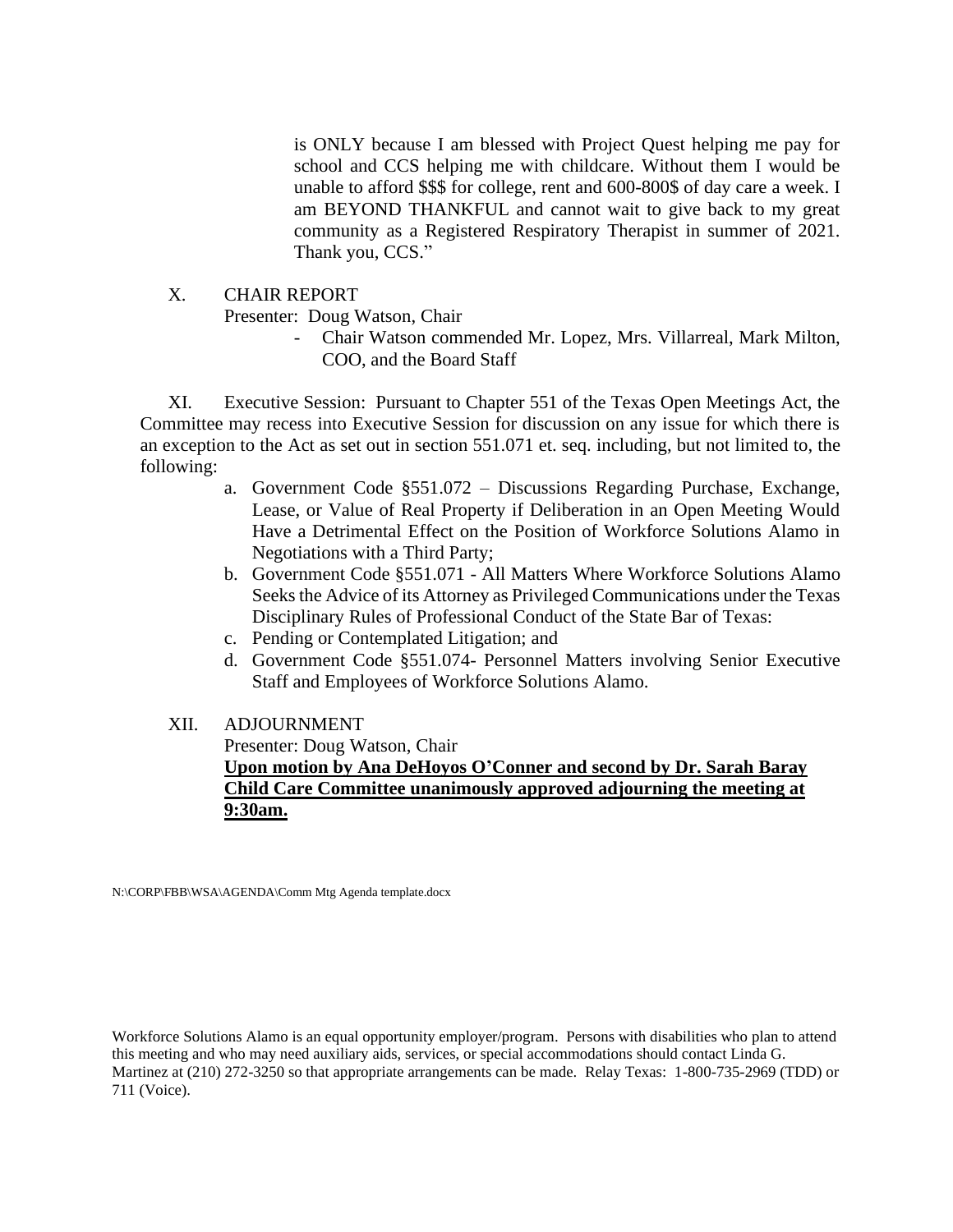is ONLY because I am blessed with Project Quest helping me pay for school and CCS helping me with childcare. Without them I would be unable to afford $$$ for college, rent and 600-800$ of day care a week. I am BEYOND THANKFUL and cannot wait to give back to my great community as a Registered Respiratory Therapist in summer of 2021. Thank you, CCS."

X. CHAIR REPORT

Presenter: Doug Watson, Chair

- Chair Watson commended Mr. Lopez, Mrs. Villarreal, Mark Milton, COO, and the Board Staff

XI. Executive Session: Pursuant to Chapter 551 of the Texas Open Meetings Act, the Committee may recess into Executive Session for discussion on any issue for which there is an exception to the Act as set out in section 551.071 et. seq. including, but not limited to, the following:

a. Government Code §551.072 – Discussions Regarding Purchase, Exchange, Lease, or Value of Real Property if Deliberation in an Open Meeting Would Have a Detrimental Effect on the Position of Workforce Solutions Alamo in Negotiations with a Third Party;
b. Government Code §551.071 - All Matters Where Workforce Solutions Alamo Seeks the Advice of its Attorney as Privileged Communications under the Texas Disciplinary Rules of Professional Conduct of the State Bar of Texas:
c. Pending or Contemplated Litigation; and
d. Government Code §551.074- Personnel Matters involving Senior Executive Staff and Employees of Workforce Solutions Alamo.

XII. ADJOURNMENT

Presenter: Doug Watson, Chair

**Upon motion by Ana DeHoyos O'Conner and second by Dr. Sarah Baray Child Care Committee unanimously approved adjourning the meeting at 9:30am.**

N:\CORP\FBB\WSA\AGENDA\Comm Mtg Agenda template.docx

Workforce Solutions Alamo is an equal opportunity employer/program. Persons with disabilities who plan to attend this meeting and who may need auxiliary aids, services, or special accommodations should contact Linda G. Martinez at (210) 272-3250 so that appropriate arrangements can be made. Relay Texas: 1-800-735-2969 (TDD) or 711 (Voice).